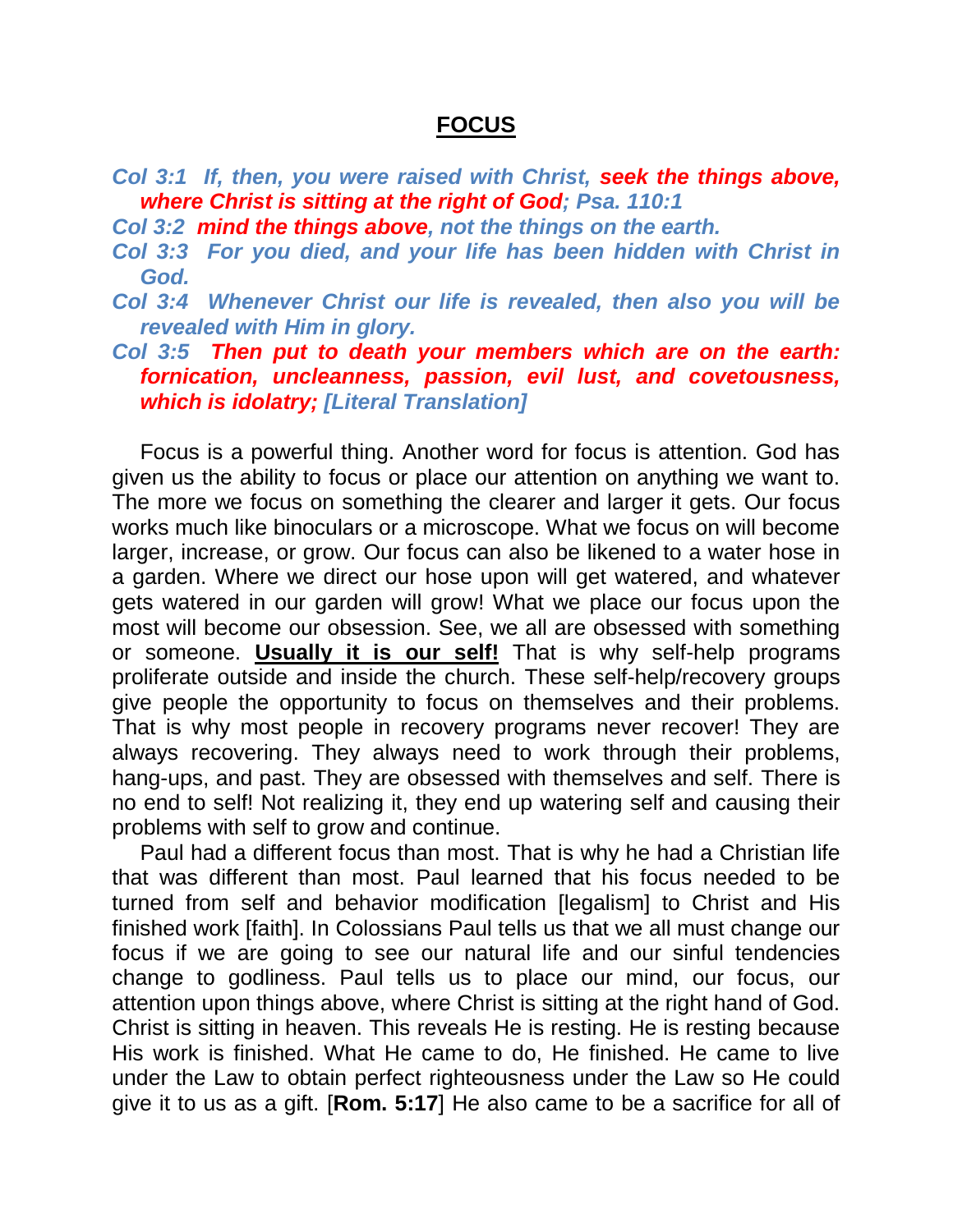# FOCUS

*Col 3:1 If, then, you were raised with Christ, **seek the things above, where Christ is sitting at the right of God**; Psa. 110:1*

*Col 3:2 **mind the things above**, not the things on the earth.*

*Col 3:3 For you died, and your life has been hidden with Christ in God.*

*Col 3:4 Whenever Christ our life is revealed, then also you will be revealed with Him in glory.*

***Col 3:5 Then put to death your members which are on the earth: fornication, uncleanness, passion, evil lust, and covetousness, which is idolatry;** [Literal Translation]*

Focus is a powerful thing. Another word for focus is attention. God has given us the ability to focus or place our attention on anything we want to. The more we focus on something the clearer and larger it gets. Our focus works much like binoculars or a microscope. What we focus on will become larger, increase, or grow. Our focus can also be likened to a water hose in a garden. Where we direct our hose upon will get watered, and whatever gets watered in our garden will grow! What we place our focus upon the most will become our obsession. See, we all are obsessed with something or someone. **Usually it is our self!** That is why self-help programs proliferate outside and inside the church. These self-help/recovery groups give people the opportunity to focus on themselves and their problems. That is why most people in recovery programs never recover! They are always recovering. They always need to work through their problems, hang-ups, and past. They are obsessed with themselves and self. There is no end to self! Not realizing it, they end up watering self and causing their problems with self to grow and continue.

Paul had a different focus than most. That is why he had a Christian life that was different than most. Paul learned that his focus needed to be turned from self and behavior modification [legalism] to Christ and His finished work [faith]. In Colossians Paul tells us that we all must change our focus if we are going to see our natural life and our sinful tendencies change to godliness. Paul tells us to place our mind, our focus, our attention upon things above, where Christ is sitting at the right hand of God. Christ is sitting in heaven. This reveals He is resting. He is resting because His work is finished. What He came to do, He finished. He came to live under the Law to obtain perfect righteousness under the Law so He could give it to us as a gift. [**Rom. 5:17**] He also came to be a sacrifice for all of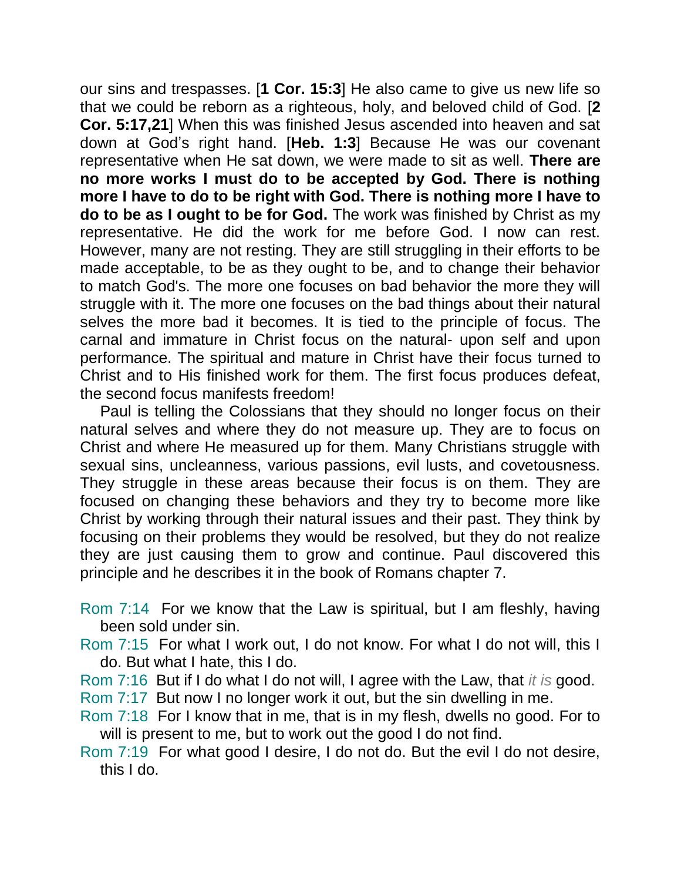our sins and trespasses. [**1 Cor. 15:3**] He also came to give us new life so that we could be reborn as a righteous, holy, and beloved child of God. [**2 Cor. 5:17,21**] When this was finished Jesus ascended into heaven and sat down at God's right hand. [**Heb. 1:3**] Because He was our covenant representative when He sat down, we were made to sit as well. **There are no more works I must do to be accepted by God. There is nothing more I have to do to be right with God. There is nothing more I have to do to be as I ought to be for God.** The work was finished by Christ as my representative. He did the work for me before God. I now can rest. However, many are not resting. They are still struggling in their efforts to be made acceptable, to be as they ought to be, and to change their behavior to match God's. The more one focuses on bad behavior the more they will struggle with it. The more one focuses on the bad things about their natural selves the more bad it becomes. It is tied to the principle of focus. The carnal and immature in Christ focus on the natural- upon self and upon performance. The spiritual and mature in Christ have their focus turned to Christ and to His finished work for them. The first focus produces defeat, the second focus manifests freedom!

Paul is telling the Colossians that they should no longer focus on their natural selves and where they do not measure up. They are to focus on Christ and where He measured up for them. Many Christians struggle with sexual sins, uncleanness, various passions, evil lusts, and covetousness. They struggle in these areas because their focus is on them. They are focused on changing these behaviors and they try to become more like Christ by working through their natural issues and their past. They think by focusing on their problems they would be resolved, but they do not realize they are just causing them to grow and continue. Paul discovered this principle and he describes it in the book of Romans chapter 7.

Rom 7:14 For we know that the Law is spiritual, but I am fleshly, having been sold under sin.

Rom 7:15 For what I work out, I do not know. For what I do not will, this I do. But what I hate, this I do.

Rom 7:16 But if I do what I do not will, I agree with the Law, that *it is* good.

Rom 7:17 But now I no longer work it out, but the sin dwelling in me.

Rom 7:18 For I know that in me, that is in my flesh, dwells no good. For to will is present to me, but to work out the good I do not find.

Rom 7:19 For what good I desire, I do not do. But the evil I do not desire, this I do.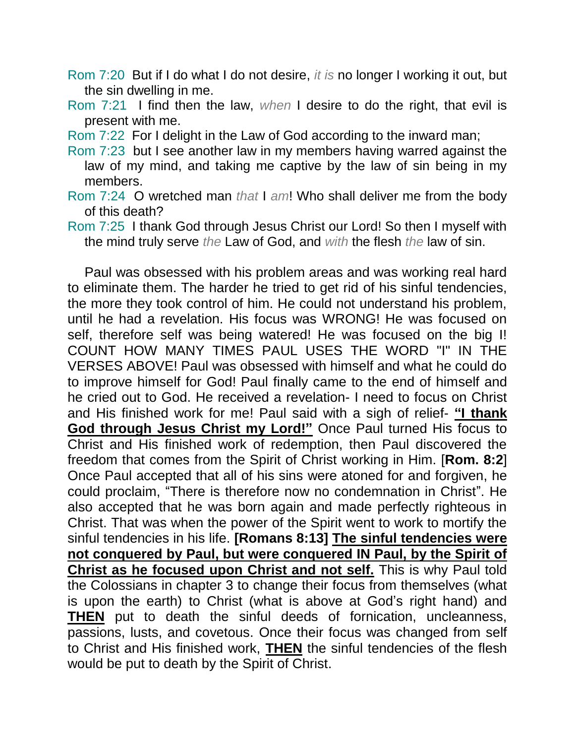Rom 7:20 But if I do what I do not desire, *it is* no longer I working it out, but the sin dwelling in me.

Rom 7:21 I find then the law, *when* I desire to do the right, that evil is present with me.

Rom 7:22 For I delight in the Law of God according to the inward man;

Rom 7:23 but I see another law in my members having warred against the law of my mind, and taking me captive by the law of sin being in my members.

Rom 7:24 O wretched man *that* I *am*! Who shall deliver me from the body of this death?

Rom 7:25 I thank God through Jesus Christ our Lord! So then I myself with the mind truly serve *the* Law of God, and *with* the flesh *the* law of sin.

Paul was obsessed with his problem areas and was working real hard to eliminate them. The harder he tried to get rid of his sinful tendencies, the more they took control of him. He could not understand his problem, until he had a revelation. His focus was WRONG! He was focused on self, therefore self was being watered! He was focused on the big I! COUNT HOW MANY TIMES PAUL USES THE WORD "I" IN THE VERSES ABOVE! Paul was obsessed with himself and what he could do to improve himself for God! Paul finally came to the end of himself and he cried out to God. He received a revelation- I need to focus on Christ and His finished work for me! Paul said with a sigh of relief- **"I thank God through Jesus Christ my Lord!"** Once Paul turned His focus to Christ and His finished work of redemption, then Paul discovered the freedom that comes from the Spirit of Christ working in Him. [**Rom. 8:2**] Once Paul accepted that all of his sins were atoned for and forgiven, he could proclaim, "There is therefore now no condemnation in Christ". He also accepted that he was born again and made perfectly righteous in Christ. That was when the power of the Spirit went to work to mortify the sinful tendencies in his life. **[Romans 8:13] The sinful tendencies were not conquered by Paul, but were conquered IN Paul, by the Spirit of Christ as he focused upon Christ and not self.** This is why Paul told the Colossians in chapter 3 to change their focus from themselves (what is upon the earth) to Christ (what is above at God's right hand) and **THEN** put to death the sinful deeds of fornication, uncleanness, passions, lusts, and covetous. Once their focus was changed from self to Christ and His finished work, **THEN** the sinful tendencies of the flesh would be put to death by the Spirit of Christ.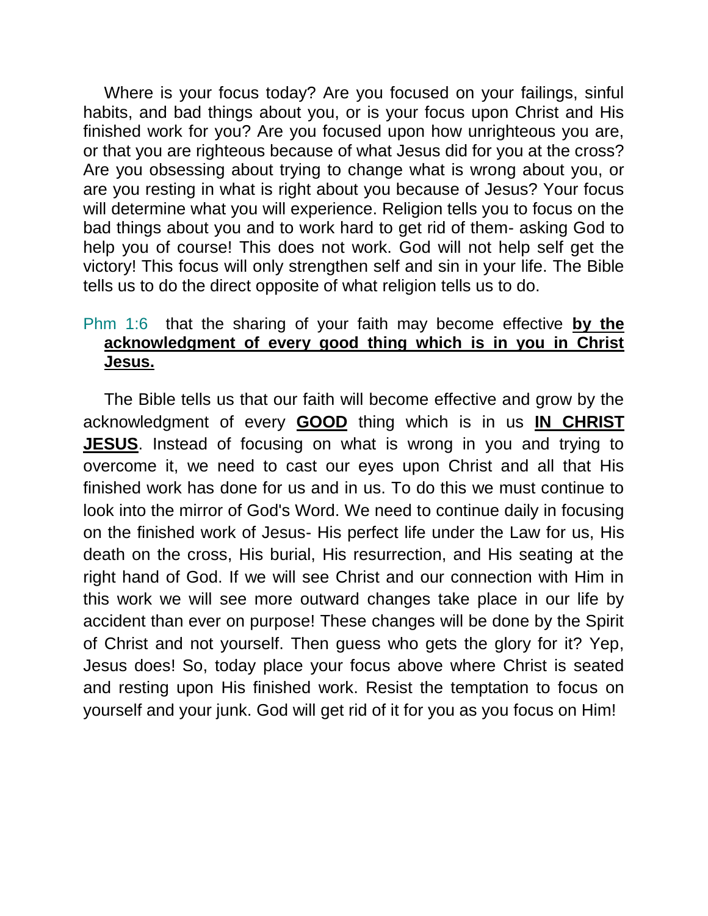Where is your focus today? Are you focused on your failings, sinful habits, and bad things about you, or is your focus upon Christ and His finished work for you? Are you focused upon how unrighteous you are, or that you are righteous because of what Jesus did for you at the cross? Are you obsessing about trying to change what is wrong about you, or are you resting in what is right about you because of Jesus? Your focus will determine what you will experience. Religion tells you to focus on the bad things about you and to work hard to get rid of them- asking God to help you of course! This does not work. God will not help self get the victory! This focus will only strengthen self and sin in your life. The Bible tells us to do the direct opposite of what religion tells us to do.

Phm 1:6 that the sharing of your faith may become effective **by the acknowledgment of every good thing which is in you in Christ Jesus.**

The Bible tells us that our faith will become effective and grow by the acknowledgment of every **GOOD** thing which is in us **IN CHRIST JESUS**. Instead of focusing on what is wrong in you and trying to overcome it, we need to cast our eyes upon Christ and all that His finished work has done for us and in us. To do this we must continue to look into the mirror of God's Word. We need to continue daily in focusing on the finished work of Jesus- His perfect life under the Law for us, His death on the cross, His burial, His resurrection, and His seating at the right hand of God. If we will see Christ and our connection with Him in this work we will see more outward changes take place in our life by accident than ever on purpose! These changes will be done by the Spirit of Christ and not yourself. Then guess who gets the glory for it? Yep, Jesus does! So, today place your focus above where Christ is seated and resting upon His finished work. Resist the temptation to focus on yourself and your junk. God will get rid of it for you as you focus on Him!